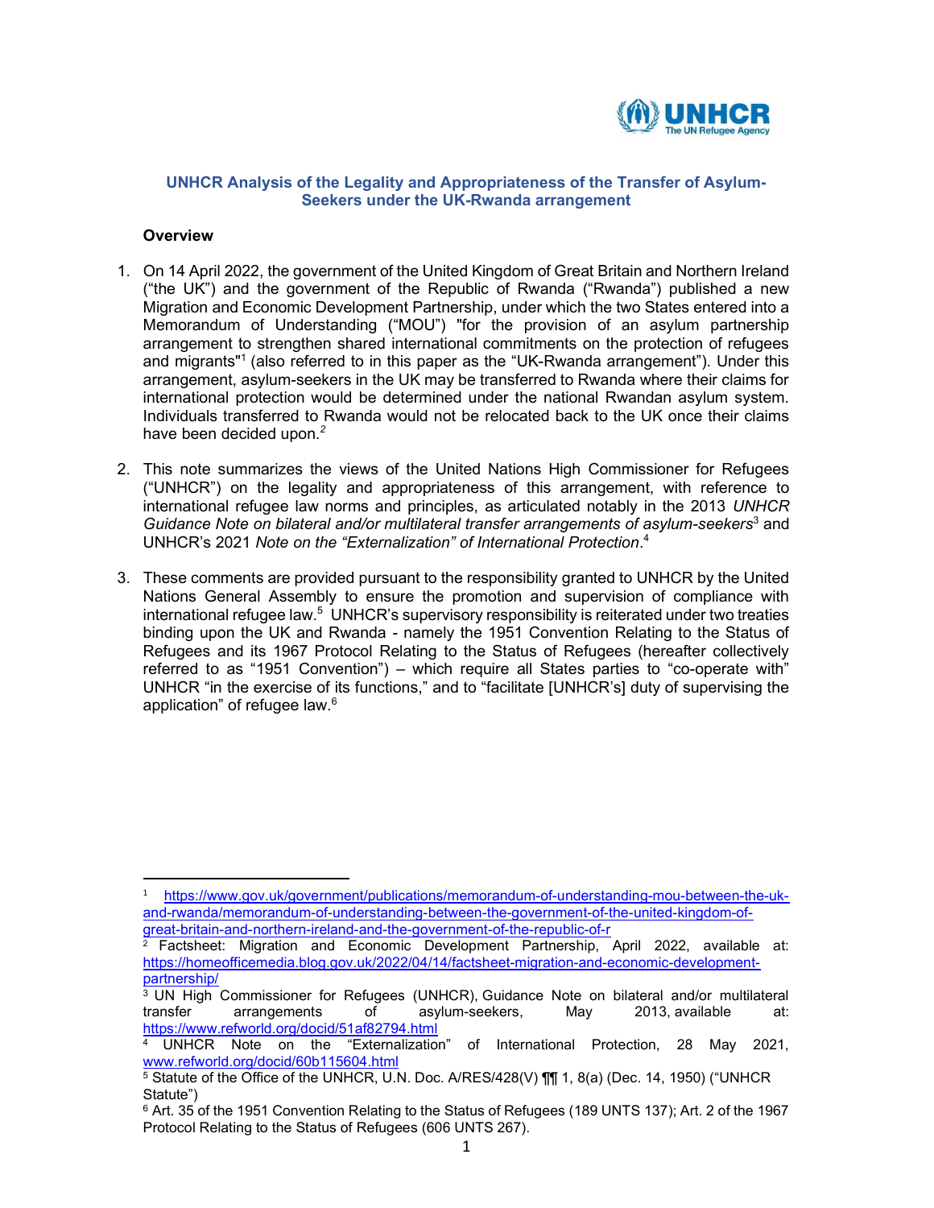# UNHCR Analysis of the Legality and Appropriateness of the Transfer of Asylum-Seekers under the UK-Rwanda arrangement

## Overview

1. On 14 April 2022, the government of the United Kingdom of Great Britain and Northern Ireland ("the UK") and the government of the Republic of Rwanda ("Rwanda") published a new Migration and Economic Development Partnership, under which the two States entered into a Memorandum of Understanding ("MOU") "for the provision of an asylum partnership arrangement to strengthen shared international commitments on the protection of refugees and migrants"[1] (also referred to in this paper as the "UK-Rwanda arrangement"). Under this arrangement, asylum-seekers in the UK may be transferred to Rwanda where their claims for international protection would be determined under the national Rwandan asylum system. Individuals transferred to Rwanda would not be relocated back to the UK once their claims have been decided upon.[2]

2. This note summarizes the views of the United Nations High Commissioner for Refugees ("UNHCR") on the legality and appropriateness of this arrangement, with reference to international refugee law norms and principles, as articulated notably in the 2013 *UNHCR Guidance Note on bilateral and/or multilateral transfer arrangements of asylum-seekers*[3] and UNHCR's 2021 *Note on the "Externalization" of International Protection*.[4]

3. These comments are provided pursuant to the responsibility granted to UNHCR by the United Nations General Assembly to ensure the promotion and supervision of compliance with international refugee law.[5] UNHCR's supervisory responsibility is reiterated under two treaties binding upon the UK and Rwanda - namely the 1951 Convention Relating to the Status of Refugees and its 1967 Protocol Relating to the Status of Refugees (hereafter collectively referred to as "1951 Convention") – which require all States parties to "co-operate with" UNHCR "in the exercise of its functions," and to "facilitate [UNHCR's] duty of supervising the application" of refugee law.[6]

---

[1] https://www.gov.uk/government/publications/memorandum-of-understanding-mou-between-the-uk-and-rwanda/memorandum-of-understanding-between-the-government-of-the-united-kingdom-of-great-britain-and-northern-ireland-and-the-government-of-the-republic-of-r

[2] Factsheet: Migration and Economic Development Partnership, April 2022, available at: https://homeofficemedia.blog.gov.uk/2022/04/14/factsheet-migration-and-economic-development-partnership/

[3] UN High Commissioner for Refugees (UNHCR), Guidance Note on bilateral and/or multilateral transfer arrangements of asylum-seekers, May 2013, available at: https://www.refworld.org/docid/51af82794.html

[4] UNHCR Note on the "Externalization" of International Protection, 28 May 2021, www.refworld.org/docid/60b115604.html

[5] Statute of the Office of the UNHCR, U.N. Doc. A/RES/428(V) ¶¶ 1, 8(a) (Dec. 14, 1950) ("UNHCR Statute")

[6] Art. 35 of the 1951 Convention Relating to the Status of Refugees (189 UNTS 137); Art. 2 of the 1967 Protocol Relating to the Status of Refugees (606 UNTS 267).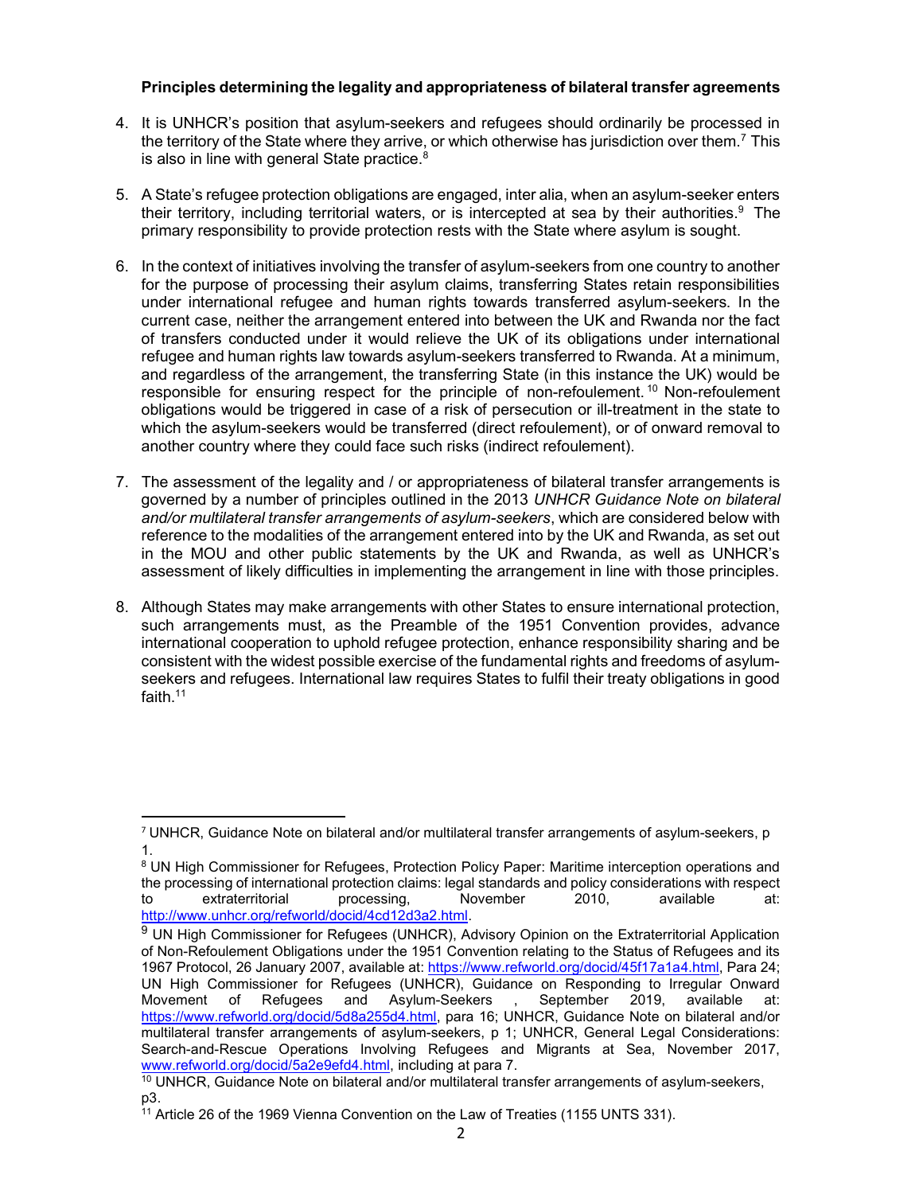**Principles determining the legality and appropriateness of bilateral transfer agreements**

4. It is UNHCR's position that asylum-seekers and refugees should ordinarily be processed in the territory of the State where they arrive, or which otherwise has jurisdiction over them.[7] This is also in line with general State practice.[8]

5. A State's refugee protection obligations are engaged, inter alia, when an asylum-seeker enters their territory, including territorial waters, or is intercepted at sea by their authorities.[9] The primary responsibility to provide protection rests with the State where asylum is sought.

6. In the context of initiatives involving the transfer of asylum-seekers from one country to another for the purpose of processing their asylum claims, transferring States retain responsibilities under international refugee and human rights towards transferred asylum-seekers. In the current case, neither the arrangement entered into between the UK and Rwanda nor the fact of transfers conducted under it would relieve the UK of its obligations under international refugee and human rights law towards asylum-seekers transferred to Rwanda. At a minimum, and regardless of the arrangement, the transferring State (in this instance the UK) would be responsible for ensuring respect for the principle of non-refoulement.[10] Non-refoulement obligations would be triggered in case of a risk of persecution or ill-treatment in the state to which the asylum-seekers would be transferred (direct refoulement), or of onward removal to another country where they could face such risks (indirect refoulement).

7. The assessment of the legality and / or appropriateness of bilateral transfer arrangements is governed by a number of principles outlined in the 2013 *UNHCR Guidance Note on bilateral and/or multilateral transfer arrangements of asylum-seekers*, which are considered below with reference to the modalities of the arrangement entered into by the UK and Rwanda, as set out in the MOU and other public statements by the UK and Rwanda, as well as UNHCR's assessment of likely difficulties in implementing the arrangement in line with those principles.

8. Although States may make arrangements with other States to ensure international protection, such arrangements must, as the Preamble of the 1951 Convention provides, advance international cooperation to uphold refugee protection, enhance responsibility sharing and be consistent with the widest possible exercise of the fundamental rights and freedoms of asylum-seekers and refugees. International law requires States to fulfil their treaty obligations in good faith.[11]

---

[7] UNHCR, Guidance Note on bilateral and/or multilateral transfer arrangements of asylum-seekers, p 1.

[8] UN High Commissioner for Refugees, Protection Policy Paper: Maritime interception operations and the processing of international protection claims: legal standards and policy considerations with respect to extraterritorial processing, November 2010, available at: http://www.unhcr.org/refworld/docid/4cd12d3a2.html.

[9] UN High Commissioner for Refugees (UNHCR), Advisory Opinion on the Extraterritorial Application of Non-Refoulement Obligations under the 1951 Convention relating to the Status of Refugees and its 1967 Protocol, 26 January 2007, available at: https://www.refworld.org/docid/45f17a1a4.html, Para 24; UN High Commissioner for Refugees (UNHCR), Guidance on Responding to Irregular Onward Movement of Refugees and Asylum-Seekers , September 2019, available at: https://www.refworld.org/docid/5d8a255d4.html, para 16; UNHCR, Guidance Note on bilateral and/or multilateral transfer arrangements of asylum-seekers, p 1; UNHCR, General Legal Considerations: Search-and-Rescue Operations Involving Refugees and Migrants at Sea, November 2017, www.refworld.org/docid/5a2e9efd4.html, including at para 7.

[10] UNHCR, Guidance Note on bilateral and/or multilateral transfer arrangements of asylum-seekers, p3.

[11] Article 26 of the 1969 Vienna Convention on the Law of Treaties (1155 UNTS 331).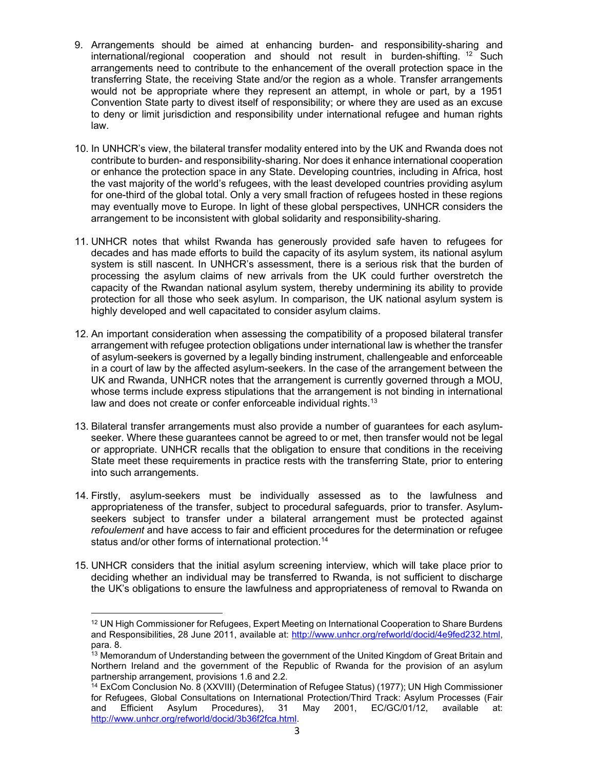9. Arrangements should be aimed at enhancing burden- and responsibility-sharing and international/regional cooperation and should not result in burden-shifting. [12] Such arrangements need to contribute to the enhancement of the overall protection space in the transferring State, the receiving State and/or the region as a whole. Transfer arrangements would not be appropriate where they represent an attempt, in whole or part, by a 1951 Convention State party to divest itself of responsibility; or where they are used as an excuse to deny or limit jurisdiction and responsibility under international refugee and human rights law.

10. In UNHCR's view, the bilateral transfer modality entered into by the UK and Rwanda does not contribute to burden- and responsibility-sharing. Nor does it enhance international cooperation or enhance the protection space in any State. Developing countries, including in Africa, host the vast majority of the world's refugees, with the least developed countries providing asylum for one-third of the global total. Only a very small fraction of refugees hosted in these regions may eventually move to Europe. In light of these global perspectives, UNHCR considers the arrangement to be inconsistent with global solidarity and responsibility-sharing.

11. UNHCR notes that whilst Rwanda has generously provided safe haven to refugees for decades and has made efforts to build the capacity of its asylum system, its national asylum system is still nascent. In UNHCR's assessment, there is a serious risk that the burden of processing the asylum claims of new arrivals from the UK could further overstretch the capacity of the Rwandan national asylum system, thereby undermining its ability to provide protection for all those who seek asylum. In comparison, the UK national asylum system is highly developed and well capacitated to consider asylum claims.

12. An important consideration when assessing the compatibility of a proposed bilateral transfer arrangement with refugee protection obligations under international law is whether the transfer of asylum-seekers is governed by a legally binding instrument, challengeable and enforceable in a court of law by the affected asylum-seekers. In the case of the arrangement between the UK and Rwanda, UNHCR notes that the arrangement is currently governed through a MOU, whose terms include express stipulations that the arrangement is not binding in international law and does not create or confer enforceable individual rights.[13]

13. Bilateral transfer arrangements must also provide a number of guarantees for each asylum-seeker. Where these guarantees cannot be agreed to or met, then transfer would not be legal or appropriate. UNHCR recalls that the obligation to ensure that conditions in the receiving State meet these requirements in practice rests with the transferring State, prior to entering into such arrangements.

14. Firstly, asylum-seekers must be individually assessed as to the lawfulness and appropriateness of the transfer, subject to procedural safeguards, prior to transfer. Asylum-seekers subject to transfer under a bilateral arrangement must be protected against *refoulement* and have access to fair and efficient procedures for the determination or refugee status and/or other forms of international protection.[14]

15. UNHCR considers that the initial asylum screening interview, which will take place prior to deciding whether an individual may be transferred to Rwanda, is not sufficient to discharge the UK's obligations to ensure the lawfulness and appropriateness of removal to Rwanda on

---

[12] UN High Commissioner for Refugees, Expert Meeting on International Cooperation to Share Burdens and Responsibilities, 28 June 2011, available at: http://www.unhcr.org/refworld/docid/4e9fed232.html, para. 8.

[13] Memorandum of Understanding between the government of the United Kingdom of Great Britain and Northern Ireland and the government of the Republic of Rwanda for the provision of an asylum partnership arrangement, provisions 1.6 and 2.2.

[14] ExCom Conclusion No. 8 (XXVIII) (Determination of Refugee Status) (1977); UN High Commissioner for Refugees, Global Consultations on International Protection/Third Track: Asylum Processes (Fair and Efficient Asylum Procedures), 31 May 2001, EC/GC/01/12, available at: http://www.unhcr.org/refworld/docid/3b36f2fca.html.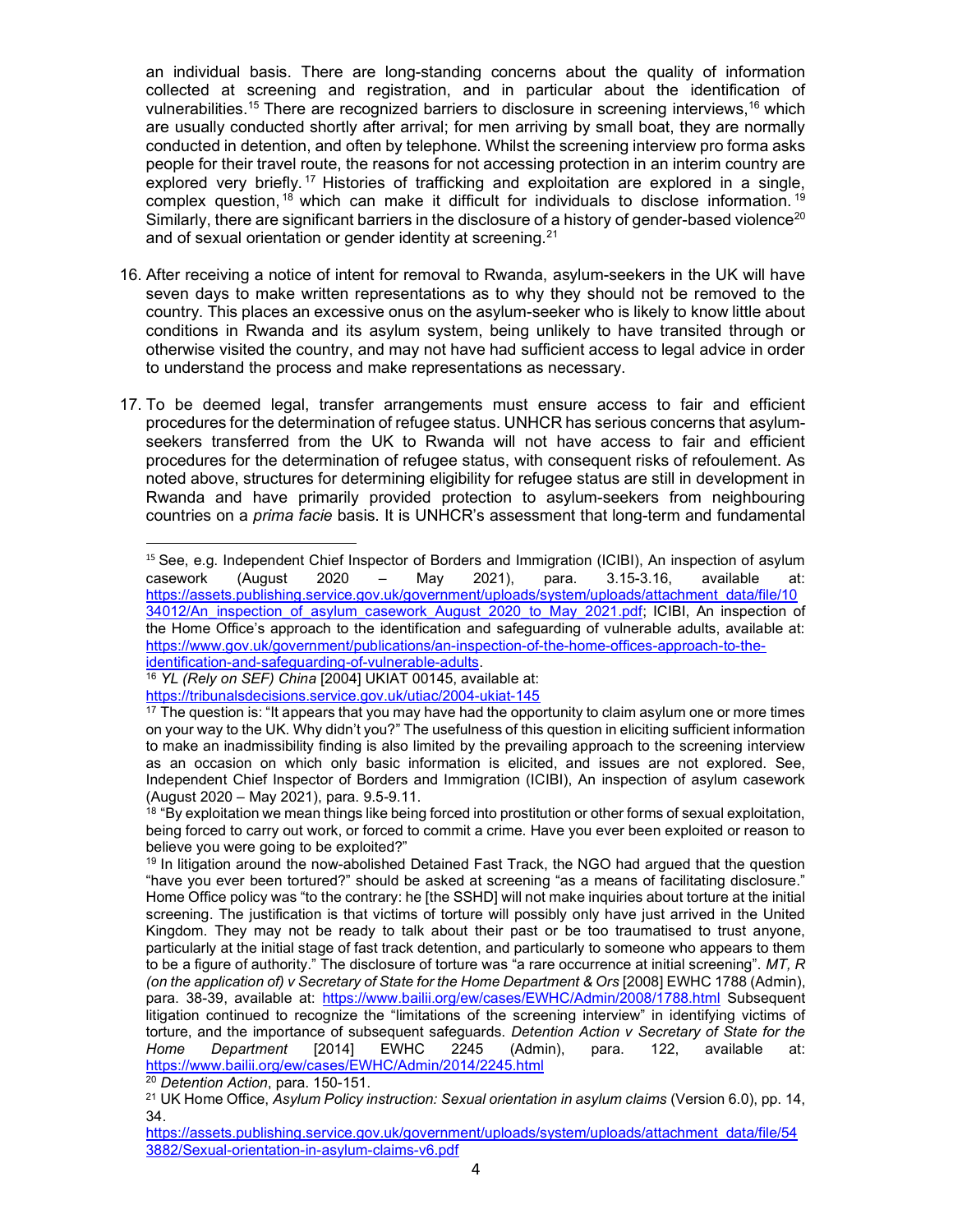an individual basis. There are long-standing concerns about the quality of information collected at screening and registration, and in particular about the identification of vulnerabilities.[15] There are recognized barriers to disclosure in screening interviews,[16] which are usually conducted shortly after arrival; for men arriving by small boat, they are normally conducted in detention, and often by telephone. Whilst the screening interview pro forma asks people for their travel route, the reasons for not accessing protection in an interim country are explored very briefly.[17] Histories of trafficking and exploitation are explored in a single, complex question,[18] which can make it difficult for individuals to disclose information.[19] Similarly, there are significant barriers in the disclosure of a history of gender-based violence[20] and of sexual orientation or gender identity at screening.[21]

16. After receiving a notice of intent for removal to Rwanda, asylum-seekers in the UK will have seven days to make written representations as to why they should not be removed to the country. This places an excessive onus on the asylum-seeker who is likely to know little about conditions in Rwanda and its asylum system, being unlikely to have transited through or otherwise visited the country, and may not have had sufficient access to legal advice in order to understand the process and make representations as necessary.

17. To be deemed legal, transfer arrangements must ensure access to fair and efficient procedures for the determination of refugee status. UNHCR has serious concerns that asylum-seekers transferred from the UK to Rwanda will not have access to fair and efficient procedures for the determination of refugee status, with consequent risks of refoulement. As noted above, structures for determining eligibility for refugee status are still in development in Rwanda and have primarily provided protection to asylum-seekers from neighbouring countries on a *prima facie* basis. It is UNHCR's assessment that long-term and fundamental

---

[15] See, e.g. Independent Chief Inspector of Borders and Immigration (ICIBI), An inspection of asylum casework (August 2020 – May 2021), para. 3.15-3.16, available at: https://assets.publishing.service.gov.uk/government/uploads/system/uploads/attachment_data/file/1034012/An_inspection_of_asylum_casework_August_2020_to_May_2021.pdf; ICIBI, An inspection of the Home Office's approach to the identification and safeguarding of vulnerable adults, available at: https://www.gov.uk/government/publications/an-inspection-of-the-home-offices-approach-to-the-identification-and-safeguarding-of-vulnerable-adults.

[16] *YL (Rely on SEF) China* [2004] UKIAT 00145, available at: https://tribunalsdecisions.service.gov.uk/utiac/2004-ukiat-145

[17] The question is: "It appears that you may have had the opportunity to claim asylum one or more times on your way to the UK. Why didn't you?" The usefulness of this question in eliciting sufficient information to make an inadmissibility finding is also limited by the prevailing approach to the screening interview as an occasion on which only basic information is elicited, and issues are not explored. See, Independent Chief Inspector of Borders and Immigration (ICIBI), An inspection of asylum casework (August 2020 – May 2021), para. 9.5-9.11.

[18] "By exploitation we mean things like being forced into prostitution or other forms of sexual exploitation, being forced to carry out work, or forced to commit a crime. Have you ever been exploited or reason to believe you were going to be exploited?"

[19] In litigation around the now-abolished Detained Fast Track, the NGO had argued that the question "have you ever been tortured?" should be asked at screening "as a means of facilitating disclosure." Home Office policy was "to the contrary: he [the SSHD] will not make inquiries about torture at the initial screening. The justification is that victims of torture will possibly only have just arrived in the United Kingdom. They may not be ready to talk about their past or be too traumatised to trust anyone, particularly at the initial stage of fast track detention, and particularly to someone who appears to them to be a figure of authority." The disclosure of torture was "a rare occurrence at initial screening". *MT, R (on the application of) v Secretary of State for the Home Department & Ors* [2008] EWHC 1788 (Admin), para. 38-39, available at: https://www.bailii.org/ew/cases/EWHC/Admin/2008/1788.html Subsequent litigation continued to recognize the "limitations of the screening interview" in identifying victims of torture, and the importance of subsequent safeguards. *Detention Action v Secretary of State for the Home Department* [2014] EWHC 2245 (Admin), para. 122, available at: https://www.bailii.org/ew/cases/EWHC/Admin/2014/2245.html

[20] *Detention Action*, para. 150-151.

[21] UK Home Office, *Asylum Policy instruction: Sexual orientation in asylum claims* (Version 6.0), pp. 14, 34. https://assets.publishing.service.gov.uk/government/uploads/system/uploads/attachment_data/file/543882/Sexual-orientation-in-asylum-claims-v6.pdf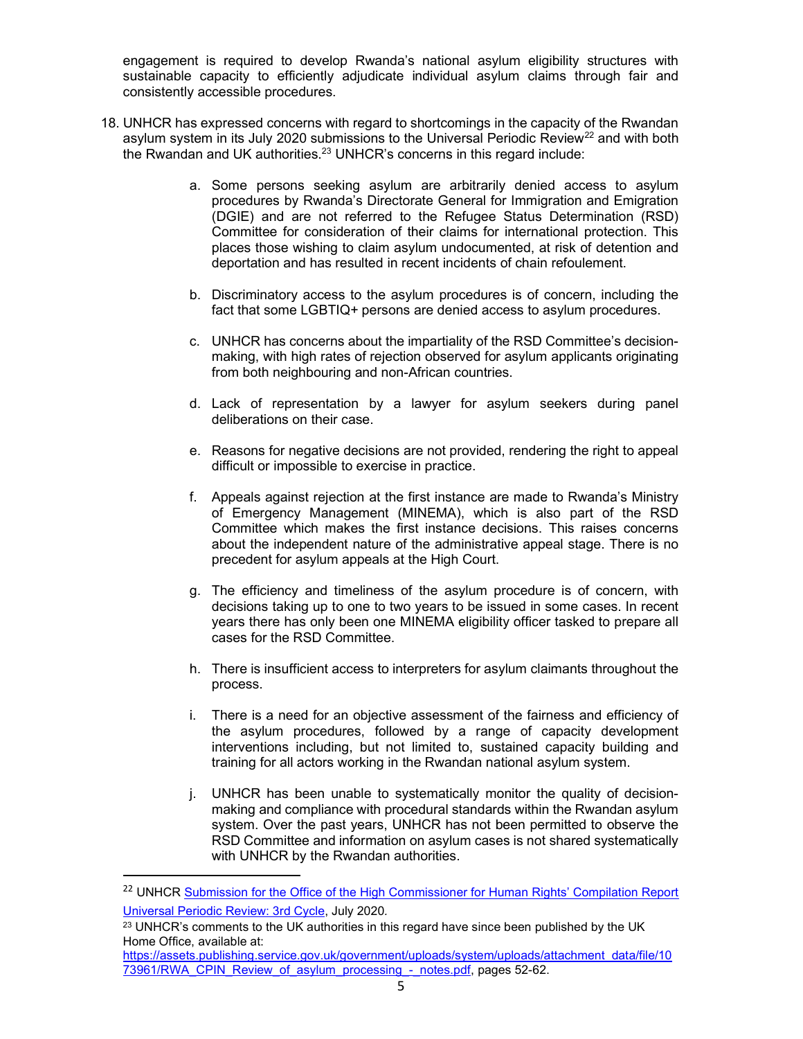engagement is required to develop Rwanda's national asylum eligibility structures with sustainable capacity to efficiently adjudicate individual asylum claims through fair and consistently accessible procedures.

18. UNHCR has expressed concerns with regard to shortcomings in the capacity of the Rwandan asylum system in its July 2020 submissions to the Universal Periodic Review[22] and with both the Rwandan and UK authorities.[23] UNHCR's concerns in this regard include:

    a. Some persons seeking asylum are arbitrarily denied access to asylum procedures by Rwanda's Directorate General for Immigration and Emigration (DGIE) and are not referred to the Refugee Status Determination (RSD) Committee for consideration of their claims for international protection. This places those wishing to claim asylum undocumented, at risk of detention and deportation and has resulted in recent incidents of chain refoulement.

    b. Discriminatory access to the asylum procedures is of concern, including the fact that some LGBTIQ+ persons are denied access to asylum procedures.

    c. UNHCR has concerns about the impartiality of the RSD Committee's decision-making, with high rates of rejection observed for asylum applicants originating from both neighbouring and non-African countries.

    d. Lack of representation by a lawyer for asylum seekers during panel deliberations on their case.

    e. Reasons for negative decisions are not provided, rendering the right to appeal difficult or impossible to exercise in practice.

    f. Appeals against rejection at the first instance are made to Rwanda's Ministry of Emergency Management (MINEMA), which is also part of the RSD Committee which makes the first instance decisions. This raises concerns about the independent nature of the administrative appeal stage. There is no precedent for asylum appeals at the High Court.

    g. The efficiency and timeliness of the asylum procedure is of concern, with decisions taking up to one to two years to be issued in some cases. In recent years there has only been one MINEMA eligibility officer tasked to prepare all cases for the RSD Committee.

    h. There is insufficient access to interpreters for asylum claimants throughout the process.

    i. There is a need for an objective assessment of the fairness and efficiency of the asylum procedures, followed by a range of capacity development interventions including, but not limited to, sustained capacity building and training for all actors working in the Rwandan national asylum system.

    j. UNHCR has been unable to systematically monitor the quality of decision-making and compliance with procedural standards within the Rwandan asylum system. Over the past years, UNHCR has not been permitted to observe the RSD Committee and information on asylum cases is not shared systematically with UNHCR by the Rwandan authorities.

---

[22] UNHCR [Submission for the Office of the High Commissioner for Human Rights' Compilation Report Universal Periodic Review: 3rd Cycle](), July 2020.

[23] UNHCR's comments to the UK authorities in this regard have since been published by the UK Home Office, available at: https://assets.publishing.service.gov.uk/government/uploads/system/uploads/attachment_data/file/1073961/RWA_CPIN_Review_of_asylum_processing_-_notes.pdf, pages 52-62.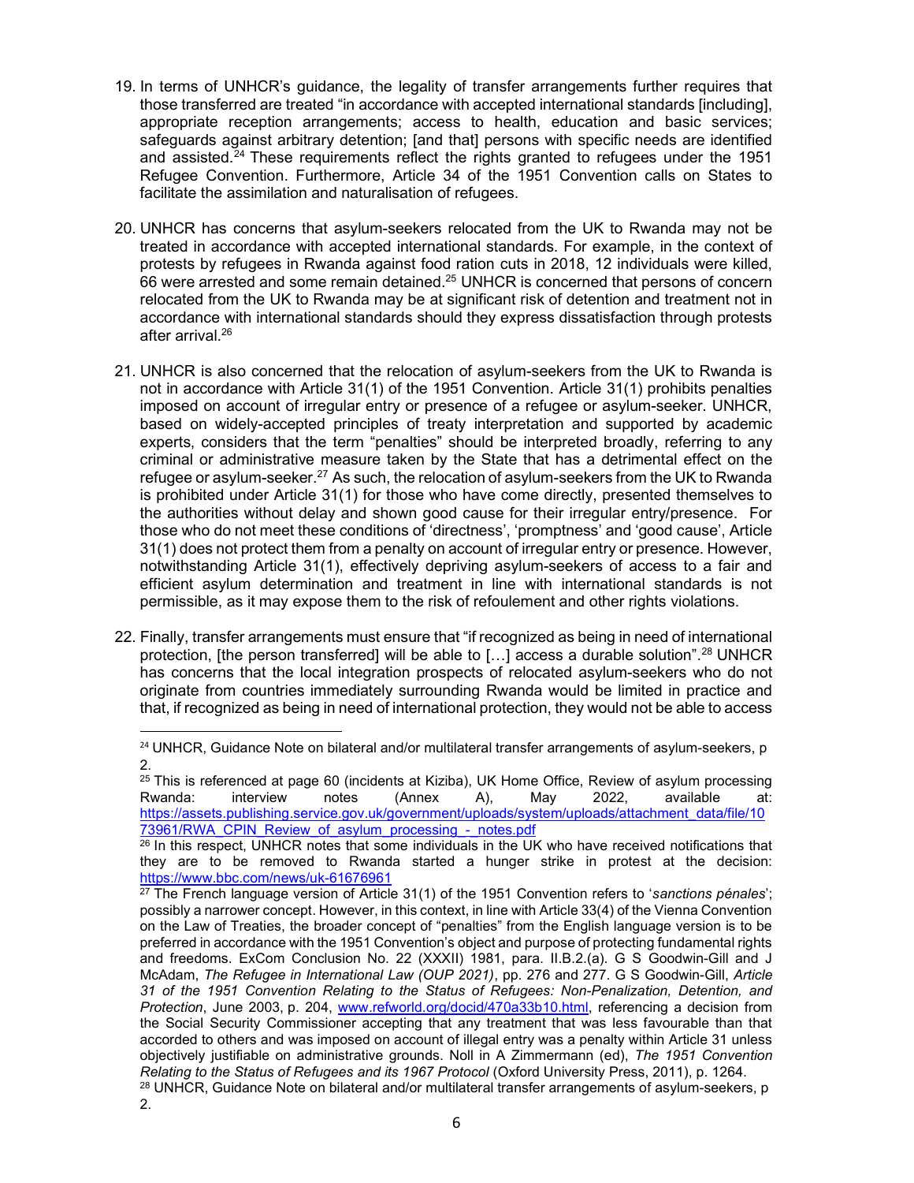19. In terms of UNHCR's guidance, the legality of transfer arrangements further requires that those transferred are treated "in accordance with accepted international standards [including], appropriate reception arrangements; access to health, education and basic services; safeguards against arbitrary detention; [and that] persons with specific needs are identified and assisted.[24] These requirements reflect the rights granted to refugees under the 1951 Refugee Convention. Furthermore, Article 34 of the 1951 Convention calls on States to facilitate the assimilation and naturalisation of refugees.

20. UNHCR has concerns that asylum-seekers relocated from the UK to Rwanda may not be treated in accordance with accepted international standards. For example, in the context of protests by refugees in Rwanda against food ration cuts in 2018, 12 individuals were killed, 66 were arrested and some remain detained.[25] UNHCR is concerned that persons of concern relocated from the UK to Rwanda may be at significant risk of detention and treatment not in accordance with international standards should they express dissatisfaction through protests after arrival.[26]

21. UNHCR is also concerned that the relocation of asylum-seekers from the UK to Rwanda is not in accordance with Article 31(1) of the 1951 Convention. Article 31(1) prohibits penalties imposed on account of irregular entry or presence of a refugee or asylum-seeker. UNHCR, based on widely-accepted principles of treaty interpretation and supported by academic experts, considers that the term "penalties" should be interpreted broadly, referring to any criminal or administrative measure taken by the State that has a detrimental effect on the refugee or asylum-seeker.[27] As such, the relocation of asylum-seekers from the UK to Rwanda is prohibited under Article 31(1) for those who have come directly, presented themselves to the authorities without delay and shown good cause for their irregular entry/presence. For those who do not meet these conditions of 'directness', 'promptness' and 'good cause', Article 31(1) does not protect them from a penalty on account of irregular entry or presence. However, notwithstanding Article 31(1), effectively depriving asylum-seekers of access to a fair and efficient asylum determination and treatment in line with international standards is not permissible, as it may expose them to the risk of refoulement and other rights violations.

22. Finally, transfer arrangements must ensure that "if recognized as being in need of international protection, [the person transferred] will be able to […] access a durable solution".[28] UNHCR has concerns that the local integration prospects of relocated asylum-seekers who do not originate from countries immediately surrounding Rwanda would be limited in practice and that, if recognized as being in need of international protection, they would not be able to access

---

[24] UNHCR, Guidance Note on bilateral and/or multilateral transfer arrangements of asylum-seekers, p 2.

[25] This is referenced at page 60 (incidents at Kiziba), UK Home Office, Review of asylum processing Rwanda: interview notes (Annex A), May 2022, available at: https://assets.publishing.service.gov.uk/government/uploads/system/uploads/attachment_data/file/1073961/RWA_CPIN_Review_of_asylum_processing_-_notes.pdf

[26] In this respect, UNHCR notes that some individuals in the UK who have received notifications that they are to be removed to Rwanda started a hunger strike in protest at the decision: https://www.bbc.com/news/uk-61676961

[27] The French language version of Article 31(1) of the 1951 Convention refers to '*sanctions pénales*'; possibly a narrower concept. However, in this context, in line with Article 33(4) of the Vienna Convention on the Law of Treaties, the broader concept of "penalties" from the English language version is to be preferred in accordance with the 1951 Convention's object and purpose of protecting fundamental rights and freedoms. ExCom Conclusion No. 22 (XXXII) 1981, para. II.B.2.(a). G S Goodwin-Gill and J McAdam, *The Refugee in International Law (OUP 2021)*, pp. 276 and 277. G S Goodwin-Gill, *Article 31 of the 1951 Convention Relating to the Status of Refugees: Non-Penalization, Detention, and Protection*, June 2003, p. 204, www.refworld.org/docid/470a33b10.html, referencing a decision from the Social Security Commissioner accepting that any treatment that was less favourable than that accorded to others and was imposed on account of illegal entry was a penalty within Article 31 unless objectively justifiable on administrative grounds. Noll in A Zimmermann (ed), *The 1951 Convention Relating to the Status of Refugees and its 1967 Protocol* (Oxford University Press, 2011), p. 1264.

[28] UNHCR, Guidance Note on bilateral and/or multilateral transfer arrangements of asylum-seekers, p 2.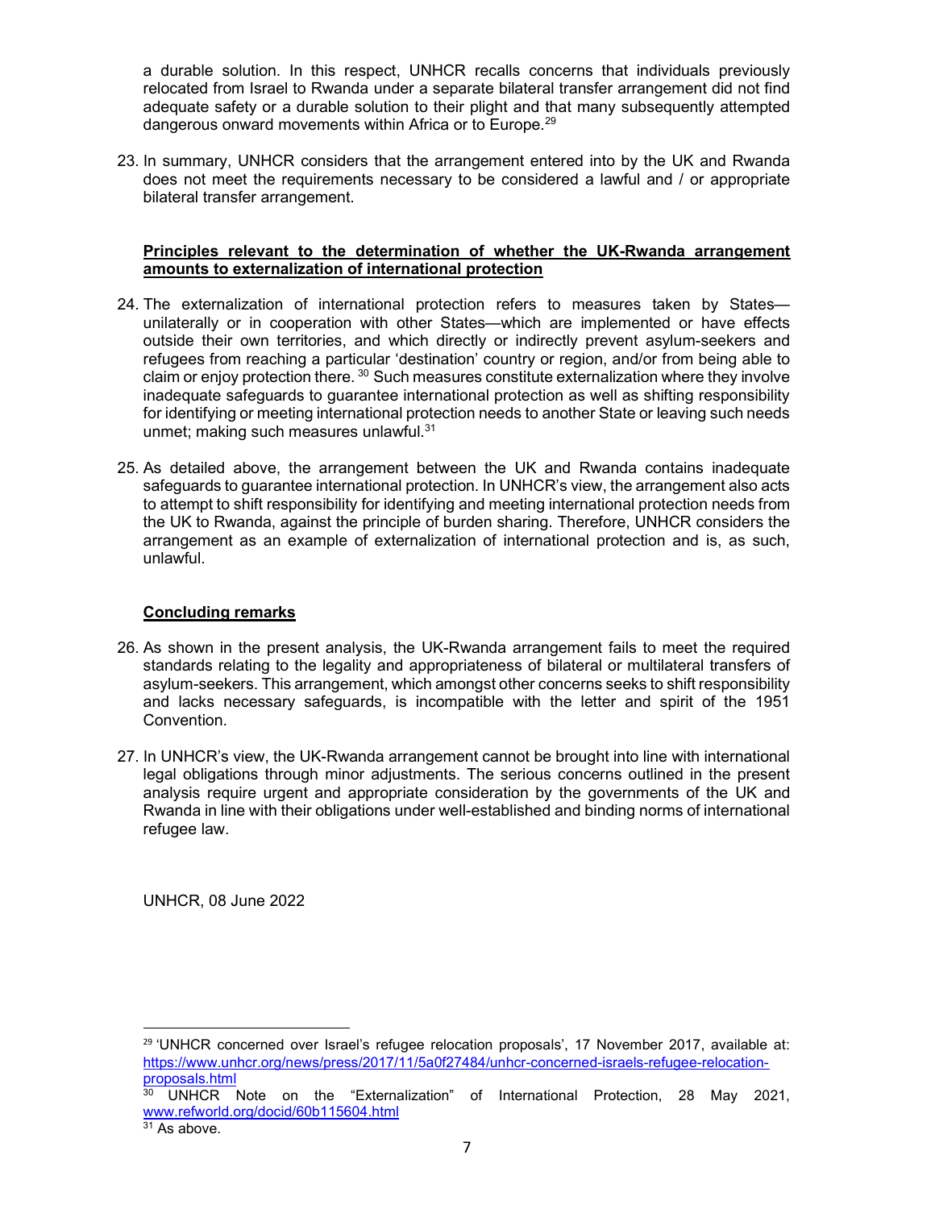a durable solution. In this respect, UNHCR recalls concerns that individuals previously relocated from Israel to Rwanda under a separate bilateral transfer arrangement did not find adequate safety or a durable solution to their plight and that many subsequently attempted dangerous onward movements within Africa or to Europe.[29]

23. In summary, UNHCR considers that the arrangement entered into by the UK and Rwanda does not meet the requirements necessary to be considered a lawful and / or appropriate bilateral transfer arrangement.

**Principles relevant to the determination of whether the UK-Rwanda arrangement amounts to externalization of international protection**

24. The externalization of international protection refers to measures taken by States—unilaterally or in cooperation with other States—which are implemented or have effects outside their own territories, and which directly or indirectly prevent asylum-seekers and refugees from reaching a particular 'destination' country or region, and/or from being able to claim or enjoy protection there.[30] Such measures constitute externalization where they involve inadequate safeguards to guarantee international protection as well as shifting responsibility for identifying or meeting international protection needs to another State or leaving such needs unmet; making such measures unlawful.[31]

25. As detailed above, the arrangement between the UK and Rwanda contains inadequate safeguards to guarantee international protection. In UNHCR's view, the arrangement also acts to attempt to shift responsibility for identifying and meeting international protection needs from the UK to Rwanda, against the principle of burden sharing. Therefore, UNHCR considers the arrangement as an example of externalization of international protection and is, as such, unlawful.

**Concluding remarks**

26. As shown in the present analysis, the UK-Rwanda arrangement fails to meet the required standards relating to the legality and appropriateness of bilateral or multilateral transfers of asylum-seekers. This arrangement, which amongst other concerns seeks to shift responsibility and lacks necessary safeguards, is incompatible with the letter and spirit of the 1951 Convention.

27. In UNHCR's view, the UK-Rwanda arrangement cannot be brought into line with international legal obligations through minor adjustments. The serious concerns outlined in the present analysis require urgent and appropriate consideration by the governments of the UK and Rwanda in line with their obligations under well-established and binding norms of international refugee law.

UNHCR, 08 June 2022

---

[29] 'UNHCR concerned over Israel's refugee relocation proposals', 17 November 2017, available at: https://www.unhcr.org/news/press/2017/11/5a0f27484/unhcr-concerned-israels-refugee-relocation-proposals.html

[30] UNHCR Note on the "Externalization" of International Protection, 28 May 2021, www.refworld.org/docid/60b115604.html

[31] As above.